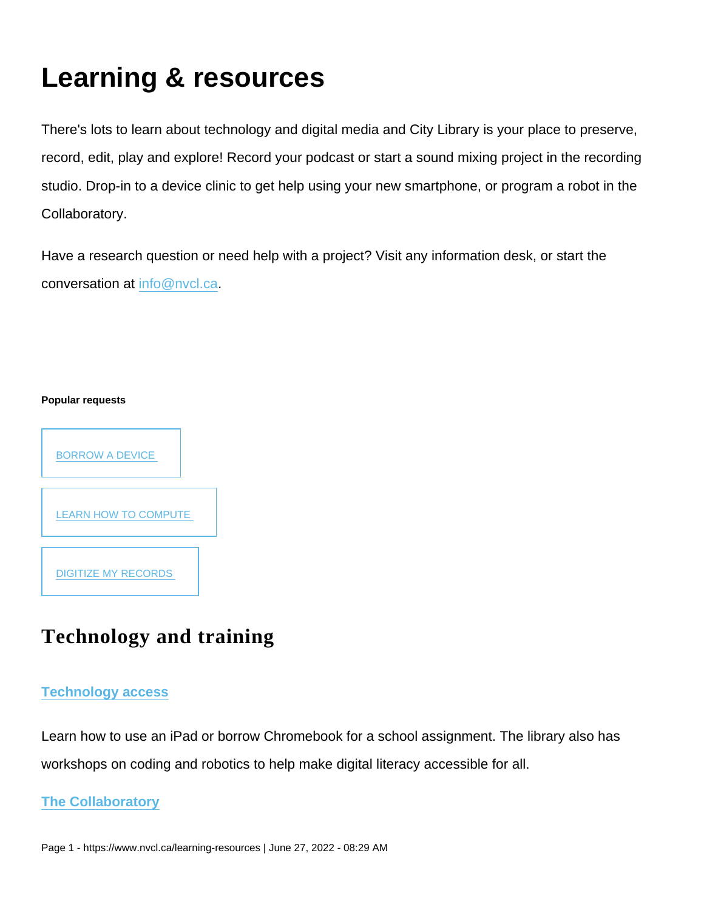# Learning & resources

There's lots to learn about technology and digital media and City Library is your place to preserve, record, edit, play and explore! Record your podcast or start a sound mixing project in the recording studio. Drop-in to a device clinic to get help using your new smartphone, or program a robot in the Collaboratory.

Have a research question or need help with a project? Visit any information desk, or start the conversation at info@nvcl.ca.

**Popular requests**

BORROW A DEVICE

LEARN HOW TO COMPUTE

DIGITIZE MY RECORDS

## Technology and training

### Technology access

Learn how to use an iPad or borrow Chromebook for a school assignment. The library also has workshops on coding and robotics to help make digital literacy accessible for all.

### The Collaboratory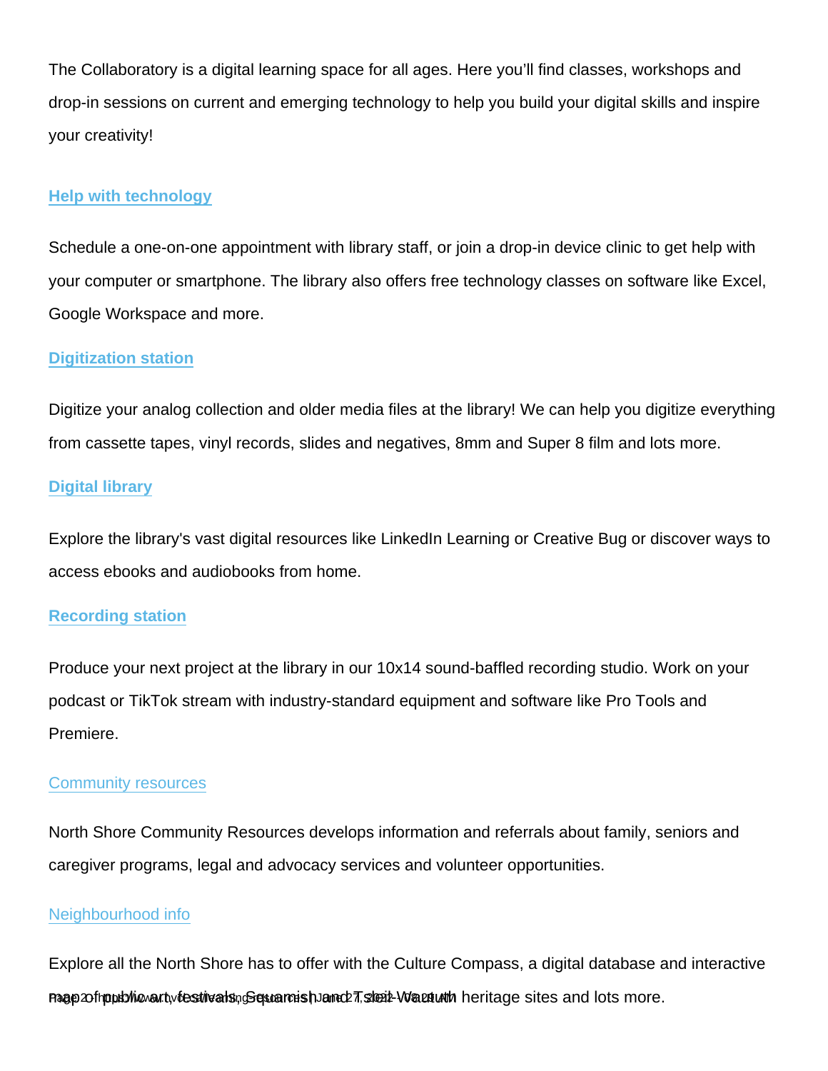The Collaboratory is a digital learning space for all ages. Here you'll find classes, workshops and drop-in sessions on current and emerging technology to help you build your digital skills and inspire your creativity!

### Help with technology

Schedule a one-on-one appointment with library staff, or join a drop-in device clinic to get help with your computer or smartphone. The library also offers free technology classes on software like Excel, Google Workspace and more.

### Digitization station

Digitize your analog collection and older media files at the library! We can help you digitize everything from cassette tapes, vinyl records, slides and negatives, 8mm and Super 8 film and lots more.

### Digital library

Explore the library's vast digital resources like LinkedIn Learning or Creative Bug or discover ways to access ebooks and audiobooks from home.

### Recording station

Produce your next project at the library in our 10x14 sound-baffled recording studio. Work on your podcast or TikTok stream with industry-standard equipment and software like Pro Tools and Premiere.

### Community resources

North Shore Community Resources develops information and referrals about family, seniors and caregiver programs, legal and advocacy services and volunteer opportunities.

### Neighbourhood info

Explore all the North Shore has to offer with the Culture Compass, a digital database and interactive map of public art, festivals, Squamish and Tsleil-Waututh heritage sites and lots more.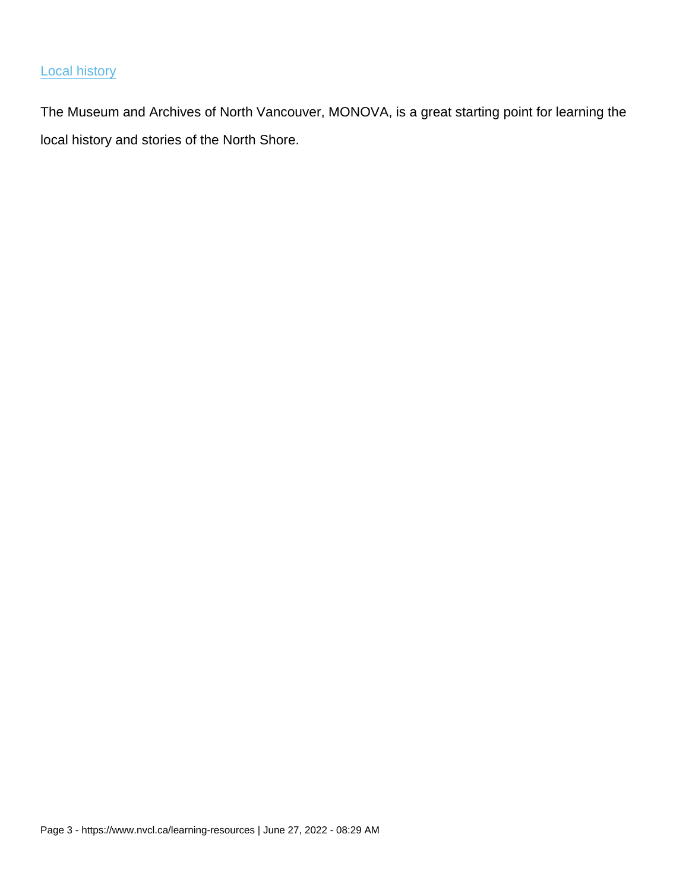[Local history](https://www.nvcl.ca/learning-resources)

The Museum and Archives of North Vancouver, MONOVA, is a great starting point for learning the local history and stories of the North Shore.